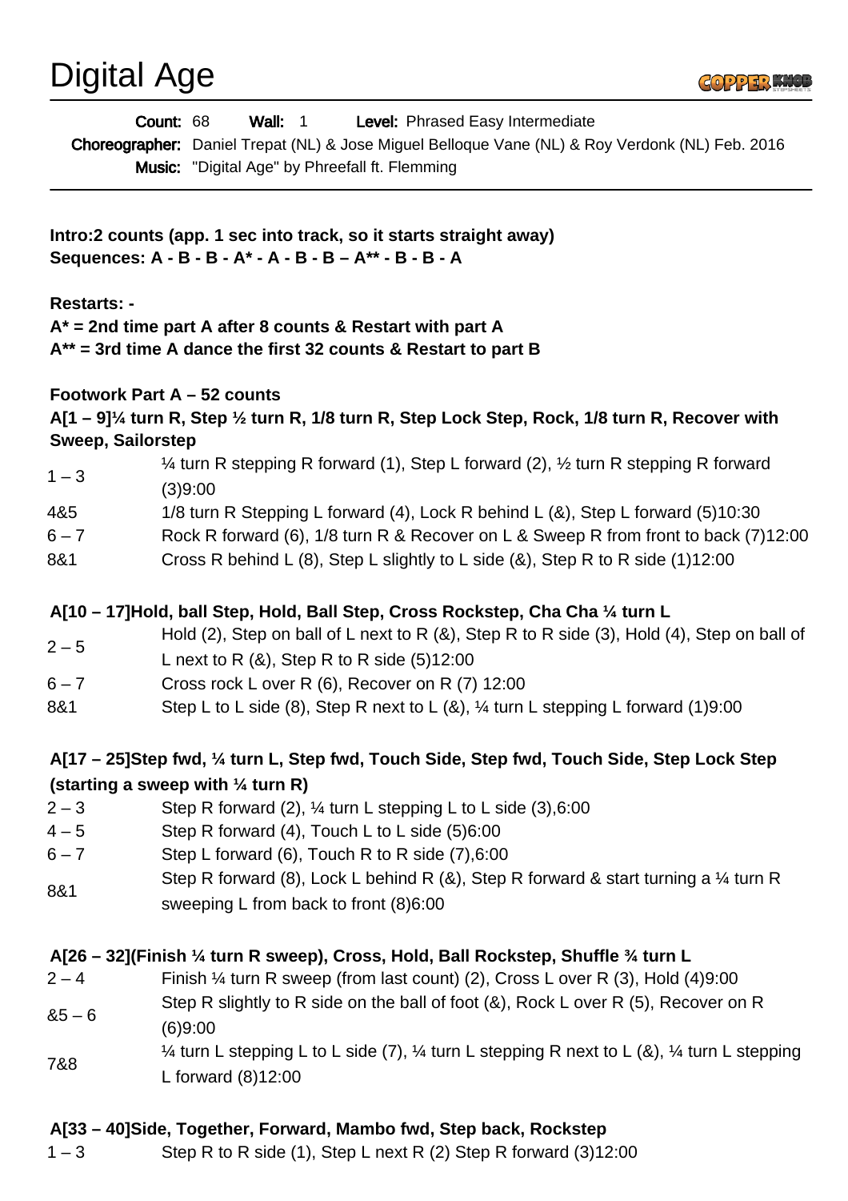# Digital Age

**Count:** 68 **Wall:** 1 **Level:** Phrased Easy Intermediate

**Choreographer:** Daniel Trepat (NL) & Jose Miguel Belloque Vane (NL) & Roy Verdonk (NL) Feb. 2016

**Music:** "Digital Age" by Phreefall ft. Flemming

---

**Intro:2 counts (app. 1 sec into track, so it starts straight away)**
**Sequences: A - B - B - A* - A - B - B – A** - B - B - A**

**Restarts: -**
**A* = 2nd time part A after 8 counts & Restart with part A**
**A** = 3rd time A dance the first 32 counts & Restart to part B**

**Footwork Part A – 52 counts**

**A[1 – 9]¼ turn R, Step ½ turn R, 1/8 turn R, Step Lock Step, Rock, 1/8 turn R, Recover with Sweep, Sailorstep**

| | |
|---|---|
| 1 – 3 | ¼ turn R stepping R forward (1), Step L forward (2), ½ turn R stepping R forward (3)9:00 |
| 4&5 | 1/8 turn R Stepping L forward (4), Lock R behind L (&), Step L forward (5)10:30 |
| 6 – 7 | Rock R forward (6), 1/8 turn R & Recover on L & Sweep R from front to back (7)12:00 |
| 8&1 | Cross R behind L (8), Step L slightly to L side (&), Step R to R side (1)12:00 |

**A[10 – 17]Hold, ball Step, Hold, Ball Step, Cross Rockstep, Cha Cha ¼ turn L**

| | |
|---|---|
| 2 – 5 | Hold (2), Step on ball of L next to R (&), Step R to R side (3), Hold (4), Step on ball of L next to R (&), Step R to R side (5)12:00 |
| 6 – 7 | Cross rock L over R (6), Recover on R (7) 12:00 |
| 8&1 | Step L to L side (8), Step R next to L (&), ¼ turn L stepping L forward (1)9:00 |

**A[17 – 25]Step fwd, ¼ turn L, Step fwd, Touch Side, Step fwd, Touch Side, Step Lock Step (starting a sweep with ¼ turn R)**

| | |
|---|---|
| 2 – 3 | Step R forward (2), ¼ turn L stepping L to L side (3),6:00 |
| 4 – 5 | Step R forward (4), Touch L to L side (5)6:00 |
| 6 – 7 | Step L forward (6), Touch R to R side (7),6:00 |
| 8&1 | Step R forward (8), Lock L behind R (&), Step R forward & start turning a ¼ turn R sweeping L from back to front (8)6:00 |

**A[26 – 32](Finish ¼ turn R sweep), Cross, Hold, Ball Rockstep, Shuffle ¾ turn L**

| | |
|---|---|
| 2 – 4 | Finish ¼ turn R sweep (from last count) (2), Cross L over R (3), Hold (4)9:00 |
| &5 – 6 | Step R slightly to R side on the ball of foot (&), Rock L over R (5), Recover on R (6)9:00 |
| 7&8 | ¼ turn L stepping L to L side (7), ¼ turn L stepping R next to L (&), ¼ turn L stepping L forward (8)12:00 |

**A[33 – 40]Side, Together, Forward, Mambo fwd, Step back, Rockstep**

| | |
|---|---|
| 1 – 3 | Step R to R side (1), Step L next R (2) Step R forward (3)12:00 |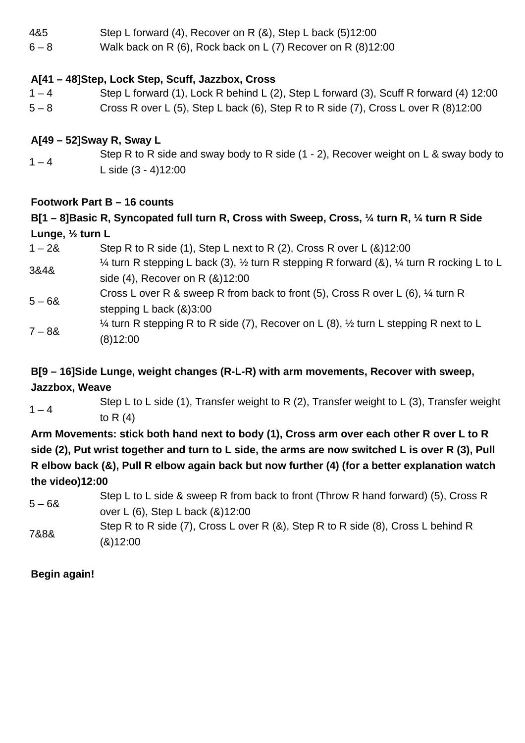| | |
|---|---|
| 4&5 | Step L forward (4), Recover on R (&), Step L back (5)12:00 |
| 6 – 8 | Walk back on R (6), Rock back on L (7) Recover on R (8)12:00 |

**A[41 – 48]Step, Lock Step, Scuff, Jazzbox, Cross**

| | |
|---|---|
| 1 – 4 | Step L forward (1), Lock R behind L (2), Step L forward (3), Scuff R forward (4) 12:00 |
| 5 – 8 | Cross R over L (5), Step L back (6), Step R to R side (7), Cross L over R (8)12:00 |

**A[49 – 52]Sway R, Sway L**

| | |
|---|---|
| 1 – 4 | Step R to R side and sway body to R side (1 - 2), Recover weight on L & sway body to L side (3 - 4)12:00 |

**Footwork Part B – 16 counts**

**B[1 – 8]Basic R, Syncopated full turn R, Cross with Sweep, Cross, ¼ turn R, ¼ turn R Side Lunge, ½ turn L**

| | |
|---|---|
| 1 – 2& | Step R to R side (1), Step L next to R (2), Cross R over L (&)12:00 |
| 3&4& | ¼ turn R stepping L back (3), ½ turn R stepping R forward (&), ¼ turn R rocking L to L side (4), Recover on R (&)12:00 |
| 5 – 6& | Cross L over R & sweep R from back to front (5), Cross R over L (6), ¼ turn R stepping L back (&)3:00 |
| 7 – 8& | ¼ turn R stepping R to R side (7), Recover on L (8), ½ turn L stepping R next to L (8)12:00 |

**B[9 – 16]Side Lunge, weight changes (R-L-R) with arm movements, Recover with sweep, Jazzbox, Weave**

| | |
|---|---|
| 1 – 4 | Step L to L side (1), Transfer weight to R (2), Transfer weight to L (3), Transfer weight to R (4) |

**Arm Movements: stick both hand next to body (1), Cross arm over each other R over L to R side (2), Put wrist together and turn to L side, the arms are now switched L is over R (3), Pull R elbow back (&), Pull R elbow again back but now further (4) (for a better explanation watch the video)12:00**

| | |
|---|---|
| 5 – 6& | Step L to L side & sweep R from back to front (Throw R hand forward) (5), Cross R over L (6), Step L back (&)12:00 |
| 7&8& | Step R to R side (7), Cross L over R (&), Step R to R side (8), Cross L behind R (&)12:00 |

**Begin again!**